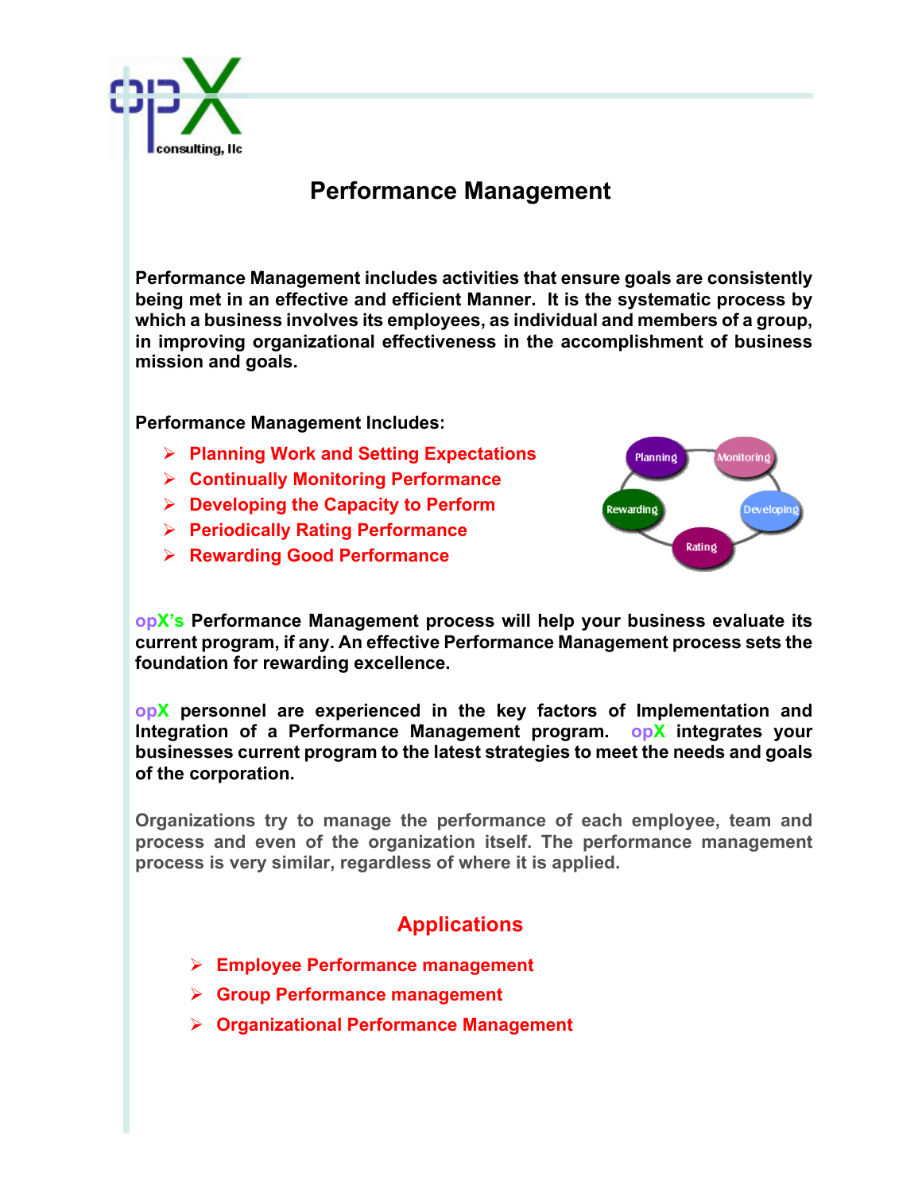opX consulting, llc

# Performance Management

**Performance Management includes activities that ensure goals are consistently being met in an effective and efficient Manner. It is the systematic process by which a business involves its employees, as individual and members of a group, in improving organizational effectiveness in the accomplishment of business mission and goals.**

**Performance Management Includes:**

- **Planning Work and Setting Expectations**
- **Continually Monitoring Performance**
- **Developing the Capacity to Perform**
- **Periodically Rating Performance**
- **Rewarding Good Performance**

Planning · Monitoring · Developing · Rating · Rewarding

**opX's Performance Management process will help your business evaluate its current program, if any. An effective Performance Management process sets the foundation for rewarding excellence.**

**opX personnel are experienced in the key factors of Implementation and Integration of a Performance Management program. opX integrates your businesses current program to the latest strategies to meet the needs and goals of the corporation.**

**Organizations try to manage the performance of each employee, team and process and even of the organization itself. The performance management process is very similar, regardless of where it is applied.**

## Applications

- **Employee Performance management**
- **Group Performance management**
- **Organizational Performance Management**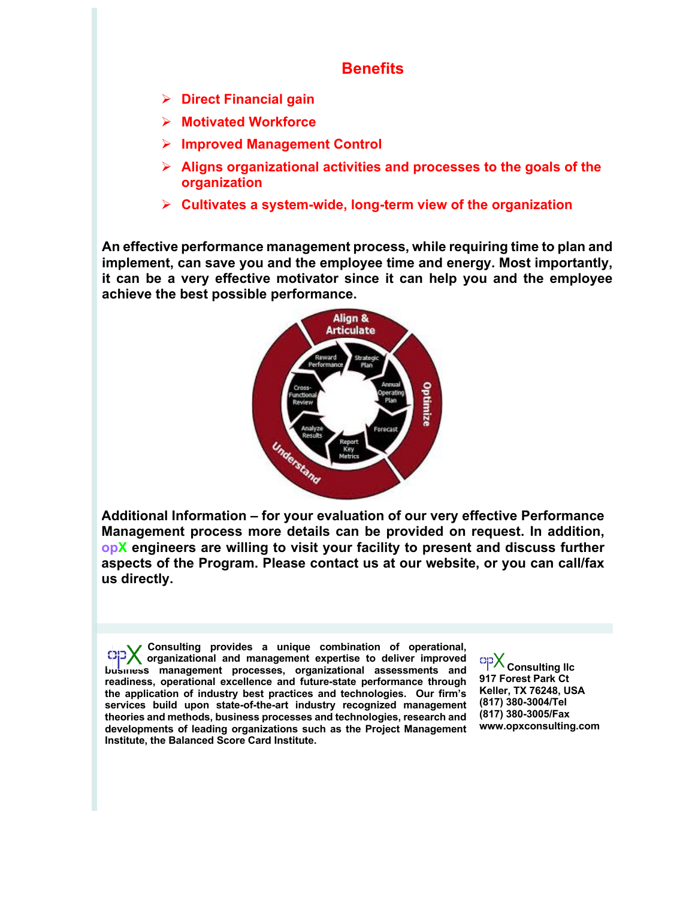## Benefits

- Direct Financial gain
- Motivated Workforce
- Improved Management Control
- Aligns organizational activities and processes to the goals of the organization
- Cultivates a system-wide, long-term view of the organization

**An effective performance management process, while requiring time to plan and implement, can save you and the employee time and energy. Most importantly, it can be a very effective motivator since it can help you and the employee achieve the best possible performance.**

Align & Articulate
Optimize
Understand
Reward Performance
Strategic Plan
Annual Operating Plan
Forecast
Report Key Metrics
Analyze Results
Cross-Functional Review

**Additional Information – for your evaluation of our very effective Performance Management process more details can be provided on request. In addition, opX engineers are willing to visit your facility to present and discuss further aspects of the Program. Please contact us at our website, or you can call/fax us directly.**

**opX Consulting provides a unique combination of operational, organizational and management expertise to deliver improved business management processes, organizational assessments and readiness, operational excellence and future-state performance through the application of industry best practices and technologies. Our firm's services build upon state-of-the-art industry recognized management theories and methods, business processes and technologies, research and developments of leading organizations such as the Project Management Institute, the Balanced Score Card Institute.**

**opX Consulting llc**
**917 Forest Park Ct**
**Keller, TX 76248, USA**
**(817) 380-3004/Tel**
**(817) 380-3005/Fax**
**www.opxconsulting.com**